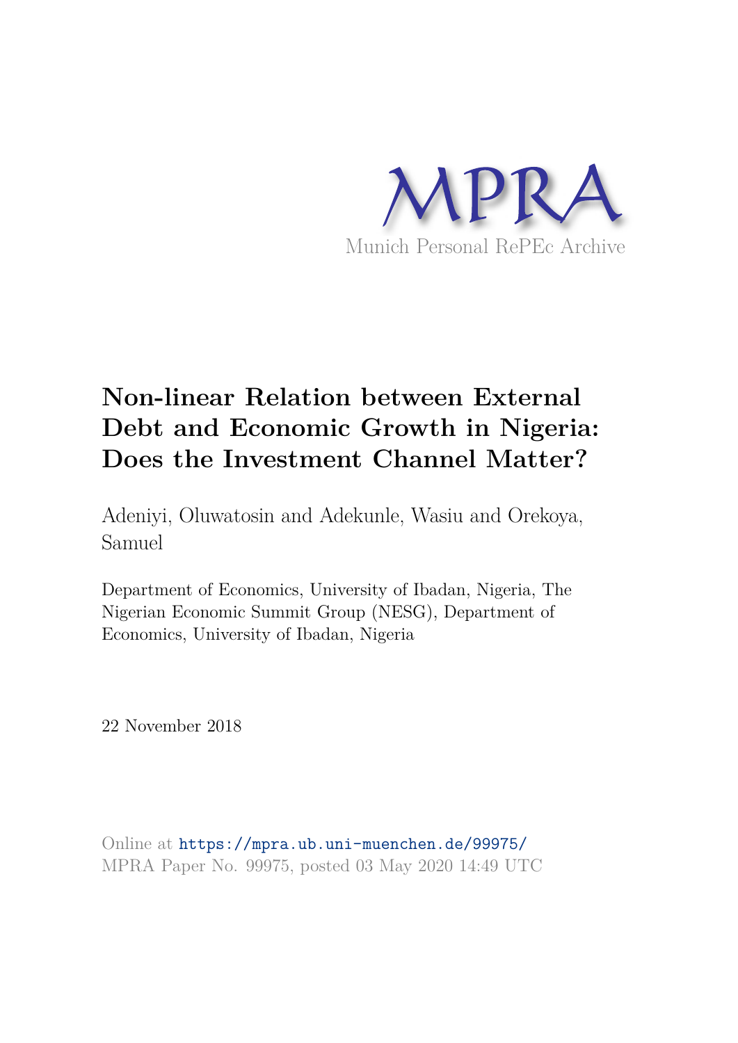MPRA

Munich Personal RePEc Archive

# Non-linear Relation between External Debt and Economic Growth in Nigeria: Does the Investment Channel Matter?

Adeniyi, Oluwatosin and Adekunle, Wasiu and Orekoya, Samuel

Department of Economics, University of Ibadan, Nigeria, The Nigerian Economic Summit Group (NESG), Department of Economics, University of Ibadan, Nigeria

22 November 2018

Online at https://mpra.ub.uni-muenchen.de/99975/
MPRA Paper No. 99975, posted 03 May 2020 14:49 UTC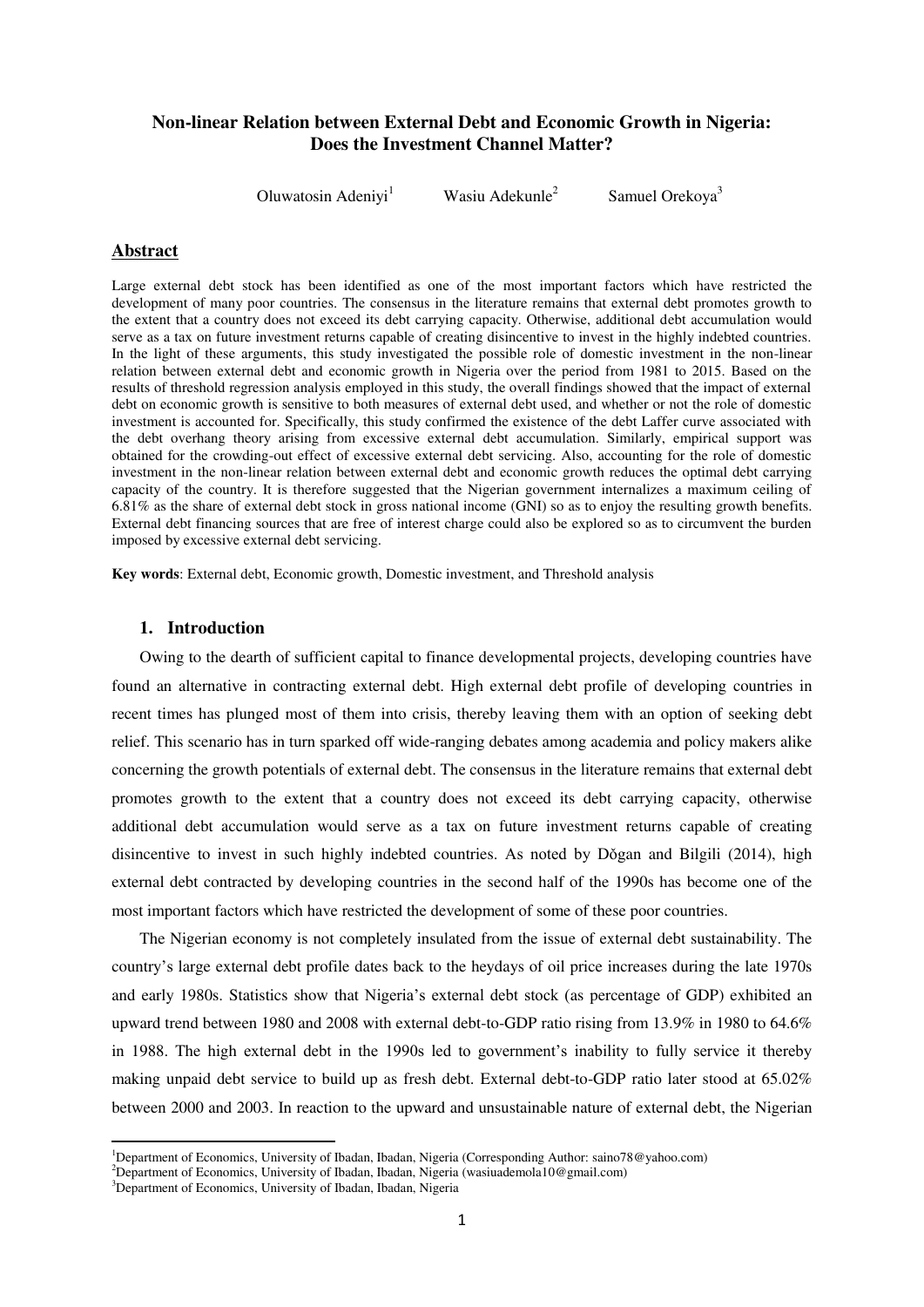# Non-linear Relation between External Debt and Economic Growth in Nigeria: Does the Investment Channel Matter?

Oluwatosin Adeniyi[1] Wasiu Adekunle[2] Samuel Orekoya[3]

## Abstract

Large external debt stock has been identified as one of the most important factors which have restricted the development of many poor countries. The consensus in the literature remains that external debt promotes growth to the extent that a country does not exceed its debt carrying capacity. Otherwise, additional debt accumulation would serve as a tax on future investment returns capable of creating disincentive to invest in the highly indebted countries. In the light of these arguments, this study investigated the possible role of domestic investment in the non-linear relation between external debt and economic growth in Nigeria over the period from 1981 to 2015. Based on the results of threshold regression analysis employed in this study, the overall findings showed that the impact of external debt on economic growth is sensitive to both measures of external debt used, and whether or not the role of domestic investment is accounted for. Specifically, this study confirmed the existence of the debt Laffer curve associated with the debt overhang theory arising from excessive external debt accumulation. Similarly, empirical support was obtained for the crowding-out effect of excessive external debt servicing. Also, accounting for the role of domestic investment in the non-linear relation between external debt and economic growth reduces the optimal debt carrying capacity of the country. It is therefore suggested that the Nigerian government internalizes a maximum ceiling of 6.81% as the share of external debt stock in gross national income (GNI) so as to enjoy the resulting growth benefits. External debt financing sources that are free of interest charge could also be explored so as to circumvent the burden imposed by excessive external debt servicing.

**Key words**: External debt, Economic growth, Domestic investment, and Threshold analysis

## 1. Introduction

Owing to the dearth of sufficient capital to finance developmental projects, developing countries have found an alternative in contracting external debt. High external debt profile of developing countries in recent times has plunged most of them into crisis, thereby leaving them with an option of seeking debt relief. This scenario has in turn sparked off wide-ranging debates among academia and policy makers alike concerning the growth potentials of external debt. The consensus in the literature remains that external debt promotes growth to the extent that a country does not exceed its debt carrying capacity, otherwise additional debt accumulation would serve as a tax on future investment returns capable of creating disincentive to invest in such highly indebted countries. As noted by Dǒgan and Bilgili (2014), high external debt contracted by developing countries in the second half of the 1990s has become one of the most important factors which have restricted the development of some of these poor countries.

The Nigerian economy is not completely insulated from the issue of external debt sustainability. The country's large external debt profile dates back to the heydays of oil price increases during the late 1970s and early 1980s. Statistics show that Nigeria's external debt stock (as percentage of GDP) exhibited an upward trend between 1980 and 2008 with external debt-to-GDP ratio rising from 13.9% in 1980 to 64.6% in 1988. The high external debt in the 1990s led to government's inability to fully service it thereby making unpaid debt service to build up as fresh debt. External debt-to-GDP ratio later stood at 65.02% between 2000 and 2003. In reaction to the upward and unsustainable nature of external debt, the Nigerian

[1] Department of Economics, University of Ibadan, Ibadan, Nigeria (Corresponding Author: saino78@yahoo.com)

[2] Department of Economics, University of Ibadan, Ibadan, Nigeria (wasiuademola10@gmail.com)

[3] Department of Economics, University of Ibadan, Ibadan, Nigeria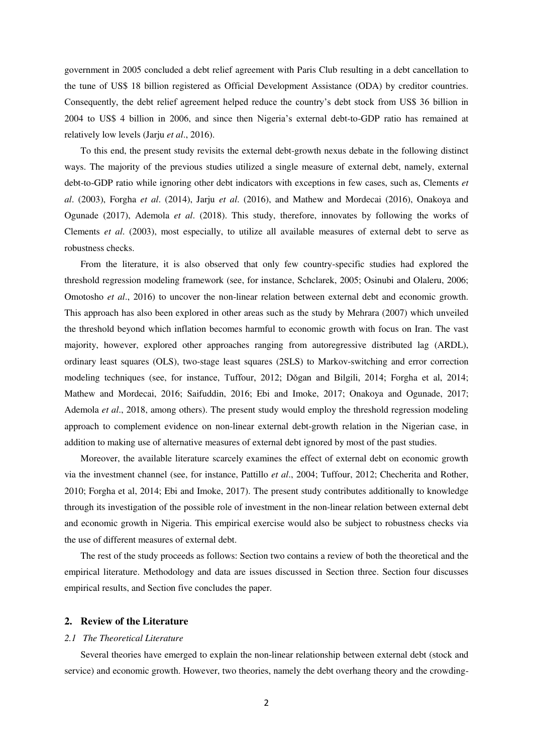government in 2005 concluded a debt relief agreement with Paris Club resulting in a debt cancellation to the tune of US$ 18 billion registered as Official Development Assistance (ODA) by creditor countries. Consequently, the debt relief agreement helped reduce the country's debt stock from US$ 36 billion in 2004 to US$ 4 billion in 2006, and since then Nigeria's external debt-to-GDP ratio has remained at relatively low levels (Jarju *et al*., 2016).

To this end, the present study revisits the external debt-growth nexus debate in the following distinct ways. The majority of the previous studies utilized a single measure of external debt, namely, external debt-to-GDP ratio while ignoring other debt indicators with exceptions in few cases, such as, Clements *et al*. (2003), Forgha *et al*. (2014), Jarju *et al*. (2016), and Mathew and Mordecai (2016), Onakoya and Ogunade (2017), Ademola *et al*. (2018). This study, therefore, innovates by following the works of Clements *et al*. (2003), most especially, to utilize all available measures of external debt to serve as robustness checks.

From the literature, it is also observed that only few country-specific studies had explored the threshold regression modeling framework (see, for instance, Schclarek, 2005; Osinubi and Olaleru, 2006; Omotosho *et al*., 2016) to uncover the non-linear relation between external debt and economic growth. This approach has also been explored in other areas such as the study by Mehrara (2007) which unveiled the threshold beyond which inflation becomes harmful to economic growth with focus on Iran. The vast majority, however, explored other approaches ranging from autoregressive distributed lag (ARDL), ordinary least squares (OLS), two-stage least squares (2SLS) to Markov-switching and error correction modeling techniques (see, for instance, Tuffour, 2012; Dŏgan and Bilgili, 2014; Forgha et al, 2014; Mathew and Mordecai, 2016; Saifuddin, 2016; Ebi and Imoke, 2017; Onakoya and Ogunade, 2017; Ademola *et al*., 2018, among others). The present study would employ the threshold regression modeling approach to complement evidence on non-linear external debt-growth relation in the Nigerian case, in addition to making use of alternative measures of external debt ignored by most of the past studies.

Moreover, the available literature scarcely examines the effect of external debt on economic growth via the investment channel (see, for instance, Pattillo *et al*., 2004; Tuffour, 2012; Checherita and Rother, 2010; Forgha et al, 2014; Ebi and Imoke, 2017). The present study contributes additionally to knowledge through its investigation of the possible role of investment in the non-linear relation between external debt and economic growth in Nigeria. This empirical exercise would also be subject to robustness checks via the use of different measures of external debt.

The rest of the study proceeds as follows: Section two contains a review of both the theoretical and the empirical literature. Methodology and data are issues discussed in Section three. Section four discusses empirical results, and Section five concludes the paper.

## 2. Review of the Literature

### *2.1 The Theoretical Literature*

Several theories have emerged to explain the non-linear relationship between external debt (stock and service) and economic growth. However, two theories, namely the debt overhang theory and the crowding-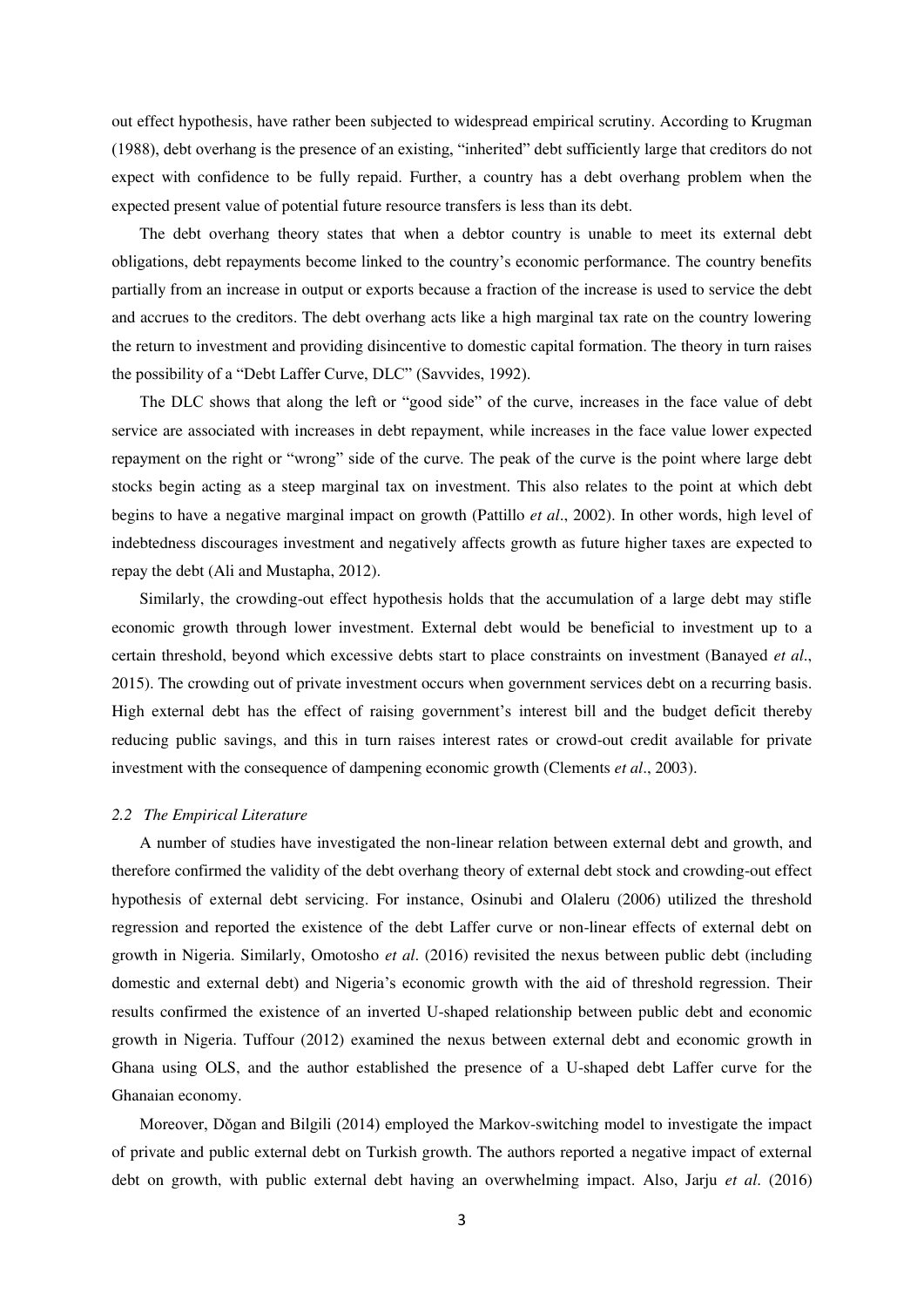out effect hypothesis, have rather been subjected to widespread empirical scrutiny. According to Krugman (1988), debt overhang is the presence of an existing, "inherited" debt sufficiently large that creditors do not expect with confidence to be fully repaid. Further, a country has a debt overhang problem when the expected present value of potential future resource transfers is less than its debt.

The debt overhang theory states that when a debtor country is unable to meet its external debt obligations, debt repayments become linked to the country's economic performance. The country benefits partially from an increase in output or exports because a fraction of the increase is used to service the debt and accrues to the creditors. The debt overhang acts like a high marginal tax rate on the country lowering the return to investment and providing disincentive to domestic capital formation. The theory in turn raises the possibility of a "Debt Laffer Curve, DLC" (Savvides, 1992).

The DLC shows that along the left or "good side" of the curve, increases in the face value of debt service are associated with increases in debt repayment, while increases in the face value lower expected repayment on the right or "wrong" side of the curve. The peak of the curve is the point where large debt stocks begin acting as a steep marginal tax on investment. This also relates to the point at which debt begins to have a negative marginal impact on growth (Pattillo *et al*., 2002). In other words, high level of indebtedness discourages investment and negatively affects growth as future higher taxes are expected to repay the debt (Ali and Mustapha, 2012).

Similarly, the crowding-out effect hypothesis holds that the accumulation of a large debt may stifle economic growth through lower investment. External debt would be beneficial to investment up to a certain threshold, beyond which excessive debts start to place constraints on investment (Banayed *et al*., 2015). The crowding out of private investment occurs when government services debt on a recurring basis. High external debt has the effect of raising government's interest bill and the budget deficit thereby reducing public savings, and this in turn raises interest rates or crowd-out credit available for private investment with the consequence of dampening economic growth (Clements *et al*., 2003).

### *2.2 The Empirical Literature*

A number of studies have investigated the non-linear relation between external debt and growth, and therefore confirmed the validity of the debt overhang theory of external debt stock and crowding-out effect hypothesis of external debt servicing. For instance, Osinubi and Olaleru (2006) utilized the threshold regression and reported the existence of the debt Laffer curve or non-linear effects of external debt on growth in Nigeria. Similarly, Omotosho *et al*. (2016) revisited the nexus between public debt (including domestic and external debt) and Nigeria's economic growth with the aid of threshold regression. Their results confirmed the existence of an inverted U-shaped relationship between public debt and economic growth in Nigeria. Tuffour (2012) examined the nexus between external debt and economic growth in Ghana using OLS, and the author established the presence of a U-shaped debt Laffer curve for the Ghanaian economy.

Moreover, Dŏgan and Bilgili (2014) employed the Markov-switching model to investigate the impact of private and public external debt on Turkish growth. The authors reported a negative impact of external debt on growth, with public external debt having an overwhelming impact. Also, Jarju *et al*. (2016)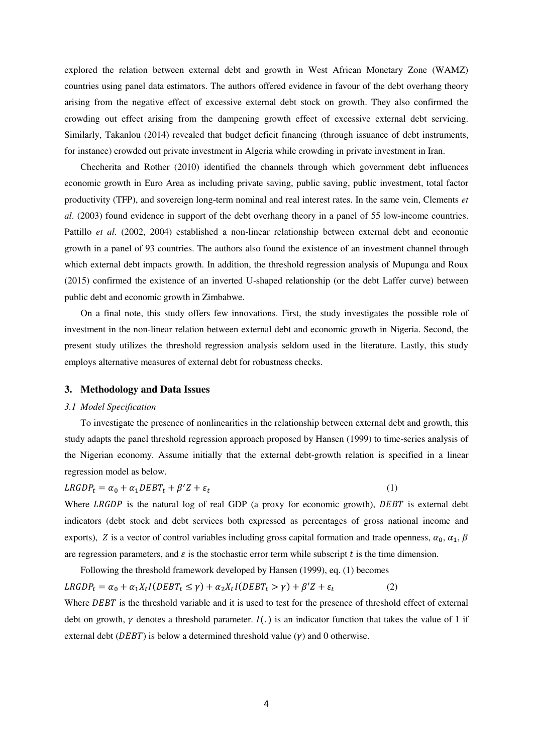explored the relation between external debt and growth in West African Monetary Zone (WAMZ) countries using panel data estimators. The authors offered evidence in favour of the debt overhang theory arising from the negative effect of excessive external debt stock on growth. They also confirmed the crowding out effect arising from the dampening growth effect of excessive external debt servicing. Similarly, Takanlou (2014) revealed that budget deficit financing (through issuance of debt instruments, for instance) crowded out private investment in Algeria while crowding in private investment in Iran.

Checherita and Rother (2010) identified the channels through which government debt influences economic growth in Euro Area as including private saving, public saving, public investment, total factor productivity (TFP), and sovereign long-term nominal and real interest rates. In the same vein, Clements *et al*. (2003) found evidence in support of the debt overhang theory in a panel of 55 low-income countries. Pattillo *et al*. (2002, 2004) established a non-linear relationship between external debt and economic growth in a panel of 93 countries. The authors also found the existence of an investment channel through which external debt impacts growth. In addition, the threshold regression analysis of Mupunga and Roux (2015) confirmed the existence of an inverted U-shaped relationship (or the debt Laffer curve) between public debt and economic growth in Zimbabwe.

On a final note, this study offers few innovations. First, the study investigates the possible role of investment in the non-linear relation between external debt and economic growth in Nigeria. Second, the present study utilizes the threshold regression analysis seldom used in the literature. Lastly, this study employs alternative measures of external debt for robustness checks.

## 3. Methodology and Data Issues

### *3.1 Model Specification*

To investigate the presence of nonlinearities in the relationship between external debt and growth, this study adapts the panel threshold regression approach proposed by Hansen (1999) to time-series analysis of the Nigerian economy. Assume initially that the external debt-growth relation is specified in a linear regression model as below.

$$LRGDP_t = \alpha_0 + \alpha_1 DEBT_t + \beta' Z + \varepsilon_t \qquad (1)$$

Where $LRGDP$ is the natural log of real GDP (a proxy for economic growth), $DEBT$ is external debt indicators (debt stock and debt services both expressed as percentages of gross national income and exports), $Z$ is a vector of control variables including gross capital formation and trade openness, $\alpha_0$, $\alpha_1$, $\beta$ are regression parameters, and $\varepsilon$ is the stochastic error term while subscript $t$ is the time dimension.

Following the threshold framework developed by Hansen (1999), eq. (1) becomes

$$LRGDP_t = \alpha_0 + \alpha_1 X_t I(DEBT_t \leq \gamma) + \alpha_2 X_t I(DEBT_t > \gamma) + \beta' Z + \varepsilon_t \qquad (2)$$

Where $DEBT$ is the threshold variable and it is used to test for the presence of threshold effect of external debt on growth, $\gamma$ denotes a threshold parameter. $I(.)$ is an indicator function that takes the value of 1 if external debt ($DEBT$) is below a determined threshold value ($\gamma$) and 0 otherwise.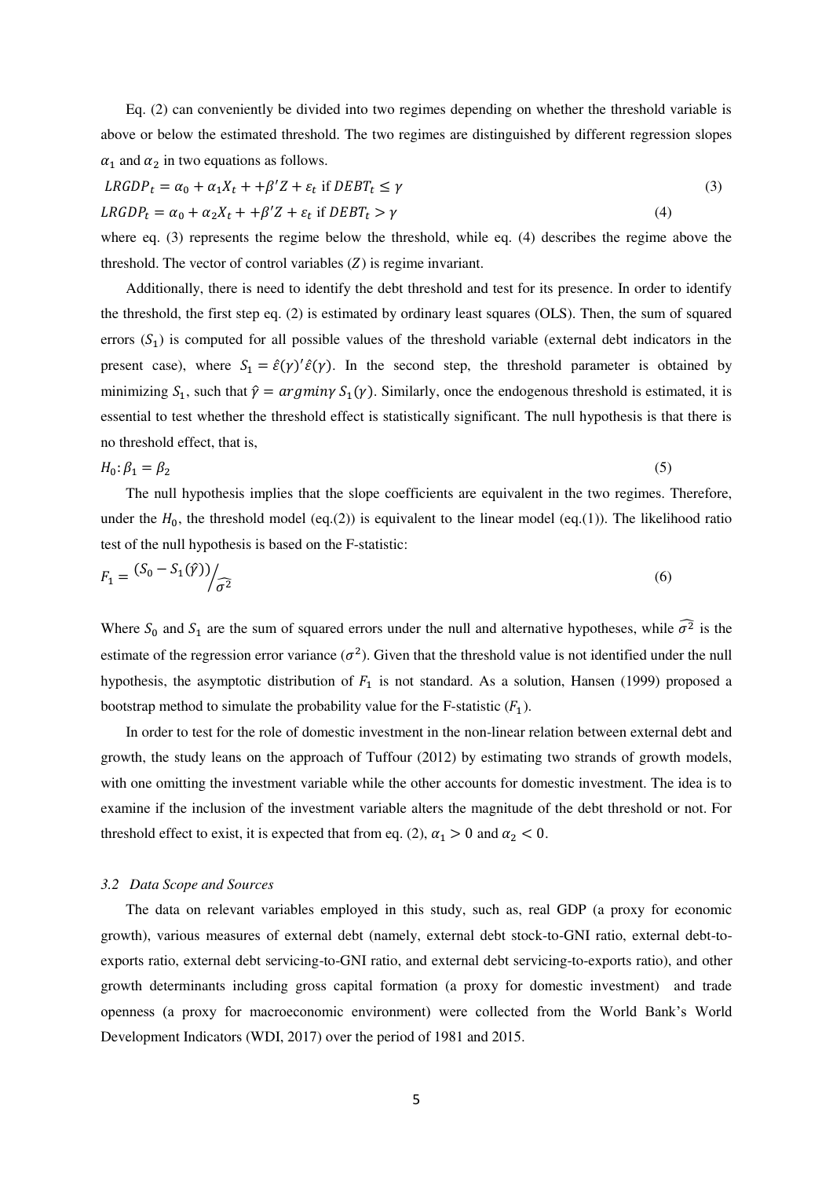Eq. (2) can conveniently be divided into two regimes depending on whether the threshold variable is above or below the estimated threshold. The two regimes are distinguished by different regression slopes $\alpha_1$ and $\alpha_2$ in two equations as follows.

$$LRGDP_t = \alpha_0 + \alpha_1 X_t + +\beta' Z + \varepsilon_t \text{ if } DEBT_t \leq \gamma \quad (3)$$

$$LRGDP_t = \alpha_0 + \alpha_2 X_t + +\beta' Z + \varepsilon_t \text{ if } DEBT_t > \gamma \quad (4)$$

where eq. (3) represents the regime below the threshold, while eq. (4) describes the regime above the threshold. The vector of control variables ($Z$) is regime invariant.

Additionally, there is need to identify the debt threshold and test for its presence. In order to identify the threshold, the first step eq. (2) is estimated by ordinary least squares (OLS). Then, the sum of squared errors ($S_1$) is computed for all possible values of the threshold variable (external debt indicators in the present case), where $S_1 = \hat{\varepsilon}(\gamma)'\hat{\varepsilon}(\gamma)$. In the second step, the threshold parameter is obtained by minimizing $S_1$, such that $\hat{\gamma} = argmin\gamma\, S_1(\gamma)$. Similarly, once the endogenous threshold is estimated, it is essential to test whether the threshold effect is statistically significant. The null hypothesis is that there is no threshold effect, that is,

$$H_0: \beta_1 = \beta_2 \quad (5)$$

The null hypothesis implies that the slope coefficients are equivalent in the two regimes. Therefore, under the $H_0$, the threshold model (eq.(2)) is equivalent to the linear model (eq.(1)). The likelihood ratio test of the null hypothesis is based on the F-statistic:

$$F_1 = {(S_0 - S_1(\hat{\gamma}))}\Big/{\widehat{\sigma^2}} \quad (6)$$

Where $S_0$ and $S_1$ are the sum of squared errors under the null and alternative hypotheses, while $\widehat{\sigma^2}$ is the estimate of the regression error variance ($\sigma^2$). Given that the threshold value is not identified under the null hypothesis, the asymptotic distribution of $F_1$ is not standard. As a solution, Hansen (1999) proposed a bootstrap method to simulate the probability value for the F-statistic ($F_1$).

In order to test for the role of domestic investment in the non-linear relation between external debt and growth, the study leans on the approach of Tuffour (2012) by estimating two strands of growth models, with one omitting the investment variable while the other accounts for domestic investment. The idea is to examine if the inclusion of the investment variable alters the magnitude of the debt threshold or not. For threshold effect to exist, it is expected that from eq. (2), $\alpha_1 > 0$ and $\alpha_2 < 0$.

### *3.2 Data Scope and Sources*

The data on relevant variables employed in this study, such as, real GDP (a proxy for economic growth), various measures of external debt (namely, external debt stock-to-GNI ratio, external debt-to-exports ratio, external debt servicing-to-GNI ratio, and external debt servicing-to-exports ratio), and other growth determinants including gross capital formation (a proxy for domestic investment) and trade openness (a proxy for macroeconomic environment) were collected from the World Bank's World Development Indicators (WDI, 2017) over the period of 1981 and 2015.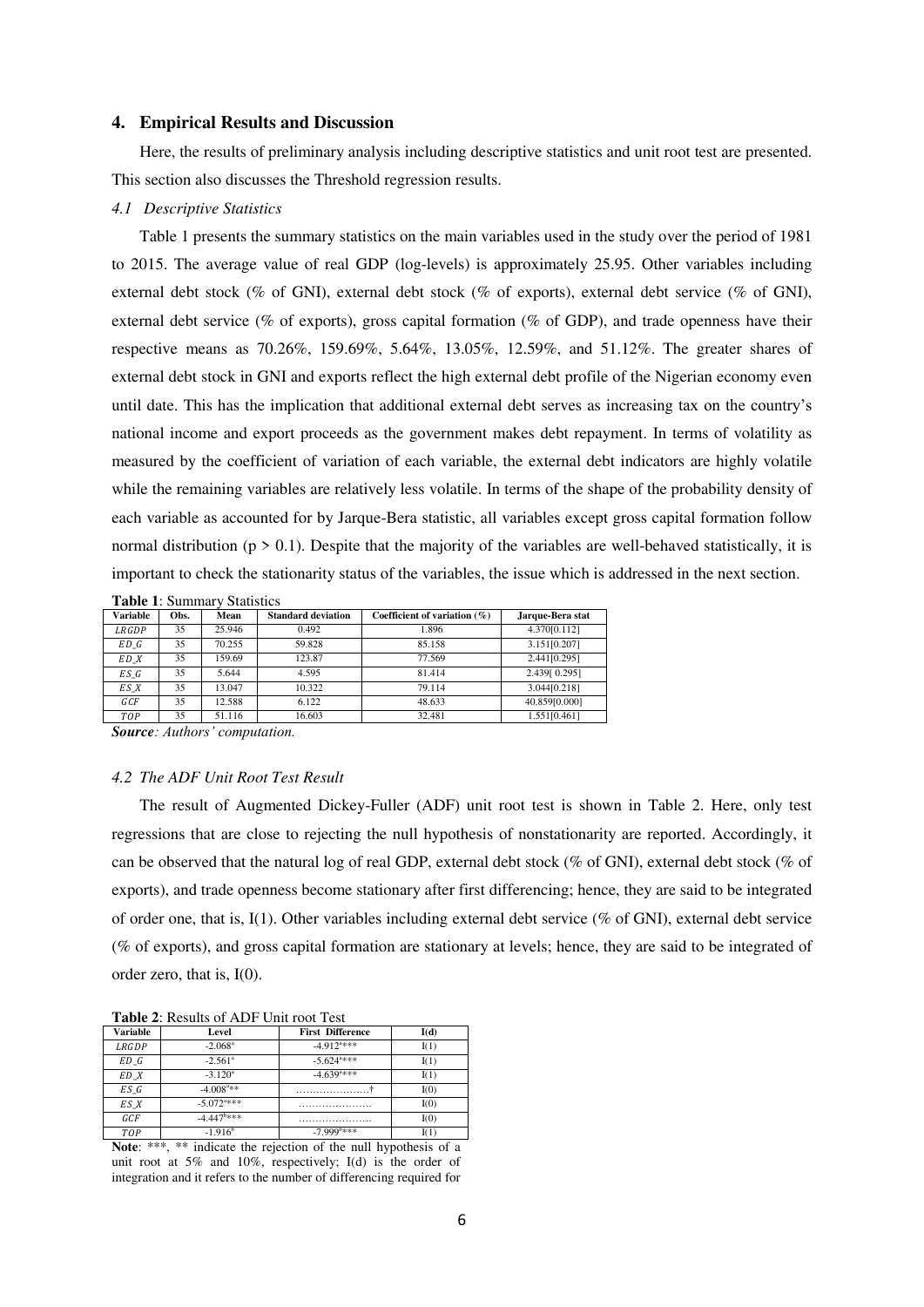## 4. Empirical Results and Discussion

Here, the results of preliminary analysis including descriptive statistics and unit root test are presented. This section also discusses the Threshold regression results.

### *4.1 Descriptive Statistics*

Table 1 presents the summary statistics on the main variables used in the study over the period of 1981 to 2015. The average value of real GDP (log-levels) is approximately 25.95. Other variables including external debt stock (% of GNI), external debt stock (% of exports), external debt service (% of GNI), external debt service (% of exports), gross capital formation (% of GDP), and trade openness have their respective means as 70.26%, 159.69%, 5.64%, 13.05%, 12.59%, and 51.12%. The greater shares of external debt stock in GNI and exports reflect the high external debt profile of the Nigerian economy even until date. This has the implication that additional external debt serves as increasing tax on the country's national income and export proceeds as the government makes debt repayment. In terms of volatility as measured by the coefficient of variation of each variable, the external debt indicators are highly volatile while the remaining variables are relatively less volatile. In terms of the shape of the probability density of each variable as accounted for by Jarque-Bera statistic, all variables except gross capital formation follow normal distribution ($p > 0.1$). Despite that the majority of the variables are well-behaved statistically, it is important to check the stationarity status of the variables, the issue which is addressed in the next section.

**Table 1**: Summary Statistics

| Variable | Obs. | Mean | Standard deviation | Coefficient of variation (%) | Jarque-Bera stat |
|---|---|---|---|---|---|
| $LRGDP$ | 35 | 25.946 | 0.492 | 1.896 | 4.370[0.112] |
| $ED\_G$ | 35 | 70.255 | 59.828 | 85.158 | 3.151[0.207] |
| $ED\_X$ | 35 | 159.69 | 123.87 | 77.569 | 2.441[0.295] |
| $ES\_G$ | 35 | 5.644 | 4.595 | 81.414 | 2.439[ 0.295] |
| $ES\_X$ | 35 | 13.047 | 10.322 | 79.114 | 3.044[0.218] |
| $GCF$ | 35 | 12.588 | 6.122 | 48.633 | 40.859[0.000] |
| $TOP$ | 35 | 51.116 | 16.603 | 32.481 | 1.551[0.461] |

***Source****: Authors' computation.*

### *4.2 The ADF Unit Root Test Result*

The result of Augmented Dickey-Fuller (ADF) unit root test is shown in Table 2. Here, only test regressions that are close to rejecting the null hypothesis of nonstationarity are reported. Accordingly, it can be observed that the natural log of real GDP, external debt stock (% of GNI), external debt stock (% of exports), and trade openness become stationary after first differencing; hence, they are said to be integrated of order one, that is, I(1). Other variables including external debt service (% of GNI), external debt service (% of exports), and gross capital formation are stationary at levels; hence, they are said to be integrated of order zero, that is, I(0).

**Table 2**: Results of ADF Unit root Test

| Variable | Level | First Difference | I(d) |
|---|---|---|---|
| $LRGDP$ | $-2.068^{a}$ | $-4.912^{a}$*** | I(1) |
| $ED\_G$ | $-2.561^{a}$ | $-5.624^{a}$*** | I(1) |
| $ED\_X$ | $-3.120^{a}$ | $-4.639^{a}$*** | I(1) |
| $ES\_G$ | $-4.008^{a}$** | …………………† | I(0) |
| $ES\_X$ | $-5.072^{a}$*** | …………………. | I(0) |
| $GCF$ | $-4.447^{b}$*** | …………………. | I(0) |
| $TOP$ | $-1.916^{b}$ | $-7.999^{b}$*** | I(1) |

**Note**: ***, ** indicate the rejection of the null hypothesis of a unit root at 5% and 10%, respectively; I(d) is the order of integration and it refers to the number of differencing required for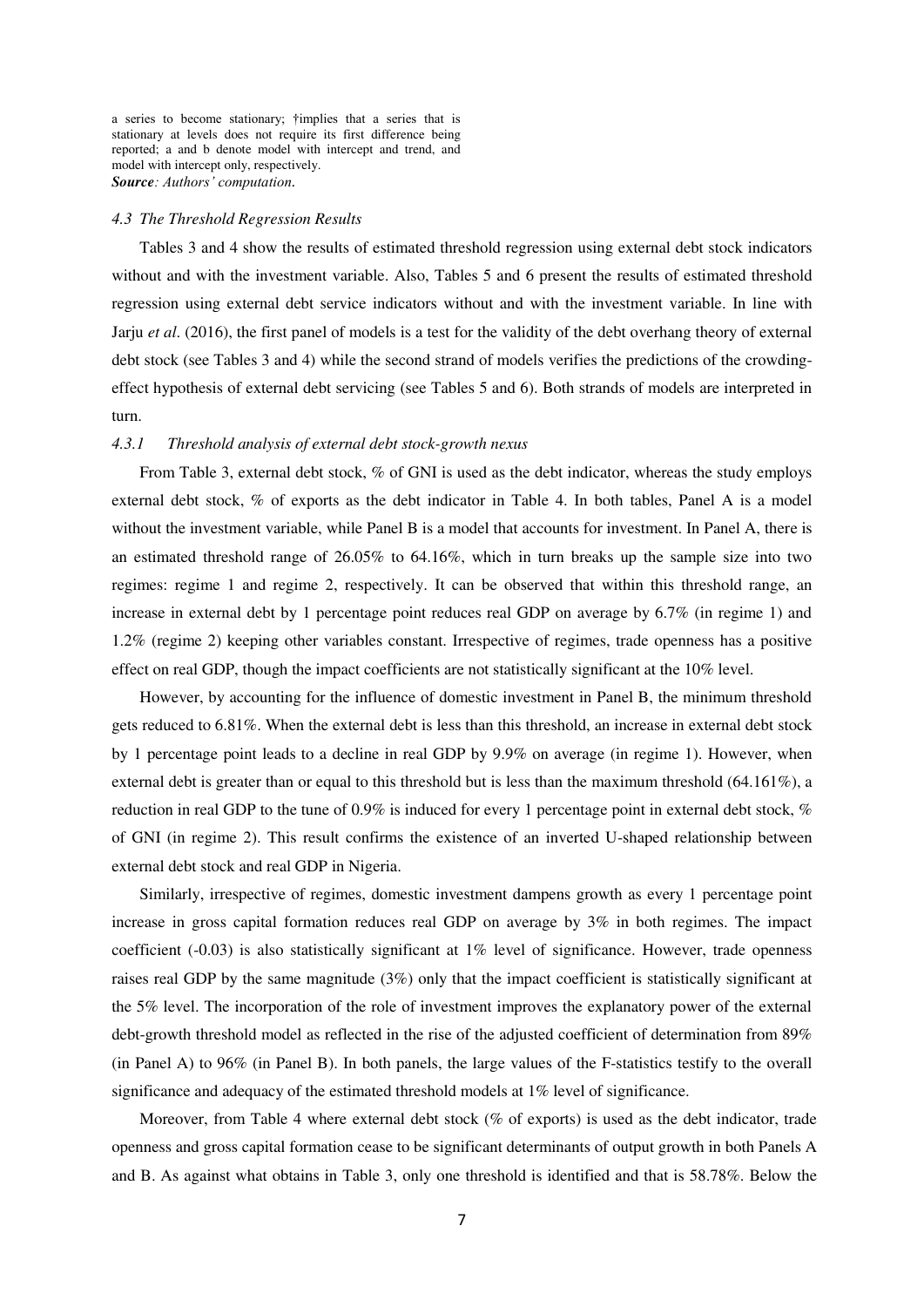a series to become stationary; †implies that a series that is stationary at levels does not require its first difference being reported; a and b denote model with intercept and trend, and model with intercept only, respectively.
***Source**: Authors' computation.*

### *4.3 The Threshold Regression Results*

Tables 3 and 4 show the results of estimated threshold regression using external debt stock indicators without and with the investment variable. Also, Tables 5 and 6 present the results of estimated threshold regression using external debt service indicators without and with the investment variable. In line with Jarju *et al*. (2016), the first panel of models is a test for the validity of the debt overhang theory of external debt stock (see Tables 3 and 4) while the second strand of models verifies the predictions of the crowding-effect hypothesis of external debt servicing (see Tables 5 and 6). Both strands of models are interpreted in turn.

#### *4.3.1 Threshold analysis of external debt stock-growth nexus*

From Table 3, external debt stock, % of GNI is used as the debt indicator, whereas the study employs external debt stock, % of exports as the debt indicator in Table 4. In both tables, Panel A is a model without the investment variable, while Panel B is a model that accounts for investment. In Panel A, there is an estimated threshold range of 26.05% to 64.16%, which in turn breaks up the sample size into two regimes: regime 1 and regime 2, respectively. It can be observed that within this threshold range, an increase in external debt by 1 percentage point reduces real GDP on average by 6.7% (in regime 1) and 1.2% (regime 2) keeping other variables constant. Irrespective of regimes, trade openness has a positive effect on real GDP, though the impact coefficients are not statistically significant at the 10% level.

However, by accounting for the influence of domestic investment in Panel B, the minimum threshold gets reduced to 6.81%. When the external debt is less than this threshold, an increase in external debt stock by 1 percentage point leads to a decline in real GDP by 9.9% on average (in regime 1). However, when external debt is greater than or equal to this threshold but is less than the maximum threshold (64.161%), a reduction in real GDP to the tune of 0.9% is induced for every 1 percentage point in external debt stock, % of GNI (in regime 2). This result confirms the existence of an inverted U-shaped relationship between external debt stock and real GDP in Nigeria.

Similarly, irrespective of regimes, domestic investment dampens growth as every 1 percentage point increase in gross capital formation reduces real GDP on average by 3% in both regimes. The impact coefficient (-0.03) is also statistically significant at 1% level of significance. However, trade openness raises real GDP by the same magnitude (3%) only that the impact coefficient is statistically significant at the 5% level. The incorporation of the role of investment improves the explanatory power of the external debt-growth threshold model as reflected in the rise of the adjusted coefficient of determination from 89% (in Panel A) to 96% (in Panel B). In both panels, the large values of the F-statistics testify to the overall significance and adequacy of the estimated threshold models at 1% level of significance.

Moreover, from Table 4 where external debt stock (% of exports) is used as the debt indicator, trade openness and gross capital formation cease to be significant determinants of output growth in both Panels A and B. As against what obtains in Table 3, only one threshold is identified and that is 58.78%. Below the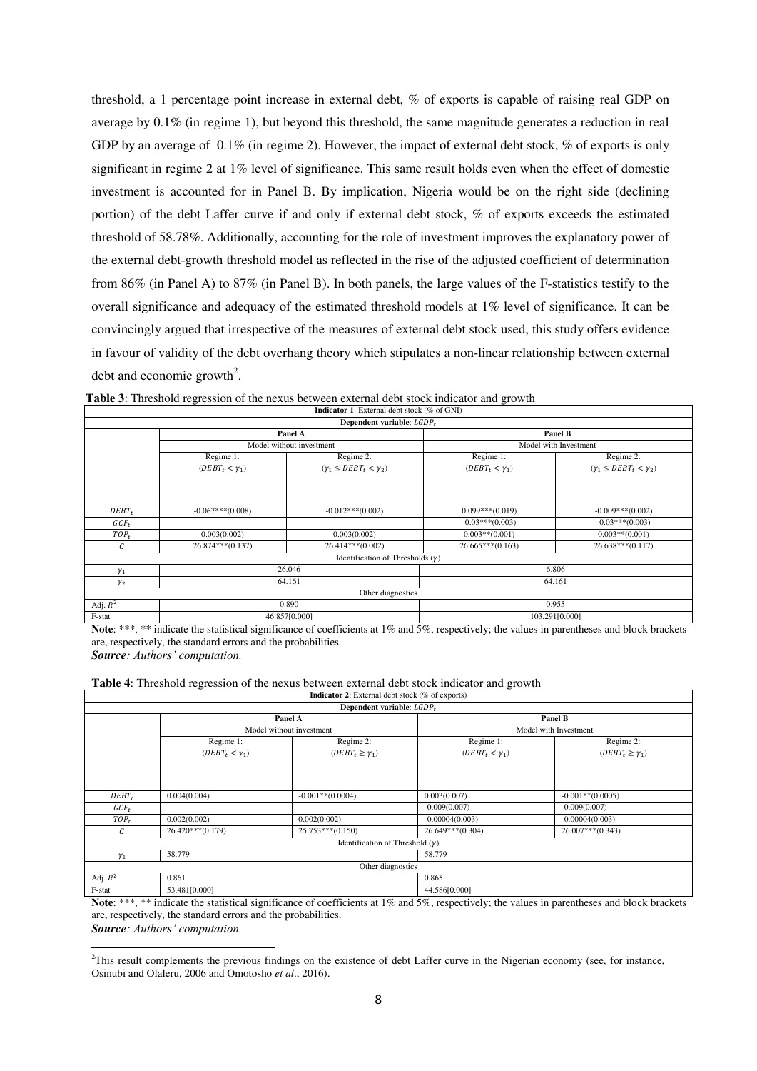threshold, a 1 percentage point increase in external debt, % of exports is capable of raising real GDP on average by 0.1% (in regime 1), but beyond this threshold, the same magnitude generates a reduction in real GDP by an average of 0.1% (in regime 2). However, the impact of external debt stock, % of exports is only significant in regime 2 at 1% level of significance. This same result holds even when the effect of domestic investment is accounted for in Panel B. By implication, Nigeria would be on the right side (declining portion) of the debt Laffer curve if and only if external debt stock, % of exports exceeds the estimated threshold of 58.78%. Additionally, accounting for the role of investment improves the explanatory power of the external debt-growth threshold model as reflected in the rise of the adjusted coefficient of determination from 86% (in Panel A) to 87% (in Panel B). In both panels, the large values of the F-statistics testify to the overall significance and adequacy of the estimated threshold models at 1% level of significance. It can be convincingly argued that irrespective of the measures of external debt stock used, this study offers evidence in favour of validity of the debt overhang theory which stipulates a non-linear relationship between external debt and economic growth[2].

**Table 3**: Threshold regression of the nexus between external debt stock indicator and growth

| **Indicator 1**: External debt stock (% of GNI) | | | | |
|---|---|---|---|---|
| **Dependent variable**: $LGDP_t$ | | | | |
| | **Panel A** | | **Panel B** | |
| | Model without investment | | Model with Investment | |
| | Regime 1: $(DEBT_t < \gamma_1)$ | Regime 2: $(\gamma_1 \leq DEBT_t < \gamma_2)$ | Regime 1: $(DEBT_t < \gamma_1)$ | Regime 2: $(\gamma_1 \leq DEBT_t < \gamma_2)$ |
| $DEBT_t$ | -0.067***(0.008) | -0.012***(0.002) | 0.099***(0.019) | -0.009***(0.002) |
| $GCF_t$ | | | -0.03***(0.003) | -0.03***(0.003) |
| $TOP_t$ | 0.003(0.002) | 0.003(0.002) | 0.003**(0.001) | 0.003**(0.001) |
| $C$ | 26.874***(0.137) | 26.414***(0.002) | 26.665***(0.163) | 26.638***(0.117) |
| Identification of Thresholds ($\gamma$) | | | | |
| $\gamma_1$ | 26.046 | | 6.806 | |
| $\gamma_2$ | 64.161 | | 64.161 | |
| Other diagnostics | | | | |
| Adj. $R^2$ | 0.890 | | 0.955 | |
| F-stat | 46.857[0.000] | | 103.291[0.000] | |

**Note**: ***, ** indicate the statistical significance of coefficients at 1% and 5%, respectively; the values in parentheses and block brackets are, respectively, the standard errors and the probabilities.
***Source**: Authors' computation.*

**Table 4**: Threshold regression of the nexus between external debt stock indicator and growth

| **Indicator 2**: External debt stock (% of exports) | | | | |
|---|---|---|---|---|
| **Dependent variable**: $LGDP_t$ | | | | |
| | **Panel A** | | **Panel B** | |
| | Model without investment | | Model with Investment | |
| | Regime 1: $(DEBT_t < \gamma_1)$ | Regime 2: $(DEBT_t \geq \gamma_1)$ | Regime 1: $(DEBT_t < \gamma_1)$ | Regime 2: $(DEBT_t \geq \gamma_1)$ |
| $DEBT_t$ | 0.004(0.004) | -0.001**(0.0004) | 0.003(0.007) | -0.001**(0.0005) |
| $GCF_t$ | | | -0.009(0.007) | -0.009(0.007) |
| $TOP_t$ | 0.002(0.002) | 0.002(0.002) | -0.00004(0.003) | -0.00004(0.003) |
| $C$ | 26.420***(0.179) | 25.753***(0.150) | 26.649***(0.304) | 26.007***(0.343) |
| Identification of Threshold ($\gamma$) | | | | |
| $\gamma_1$ | 58.779 | | 58.779 | |
| Other diagnostics | | | | |
| Adj. $R^2$ | 0.861 | | 0.865 | |
| F-stat | 53.481[0.000] | | 44.586[0.000] | |

**Note**: ***, ** indicate the statistical significance of coefficients at 1% and 5%, respectively; the values in parentheses and block brackets are, respectively, the standard errors and the probabilities.
***Source**: Authors' computation.*

---

[2]This result complements the previous findings on the existence of debt Laffer curve in the Nigerian economy (see, for instance, Osinubi and Olaleru, 2006 and Omotosho *et al*., 2016).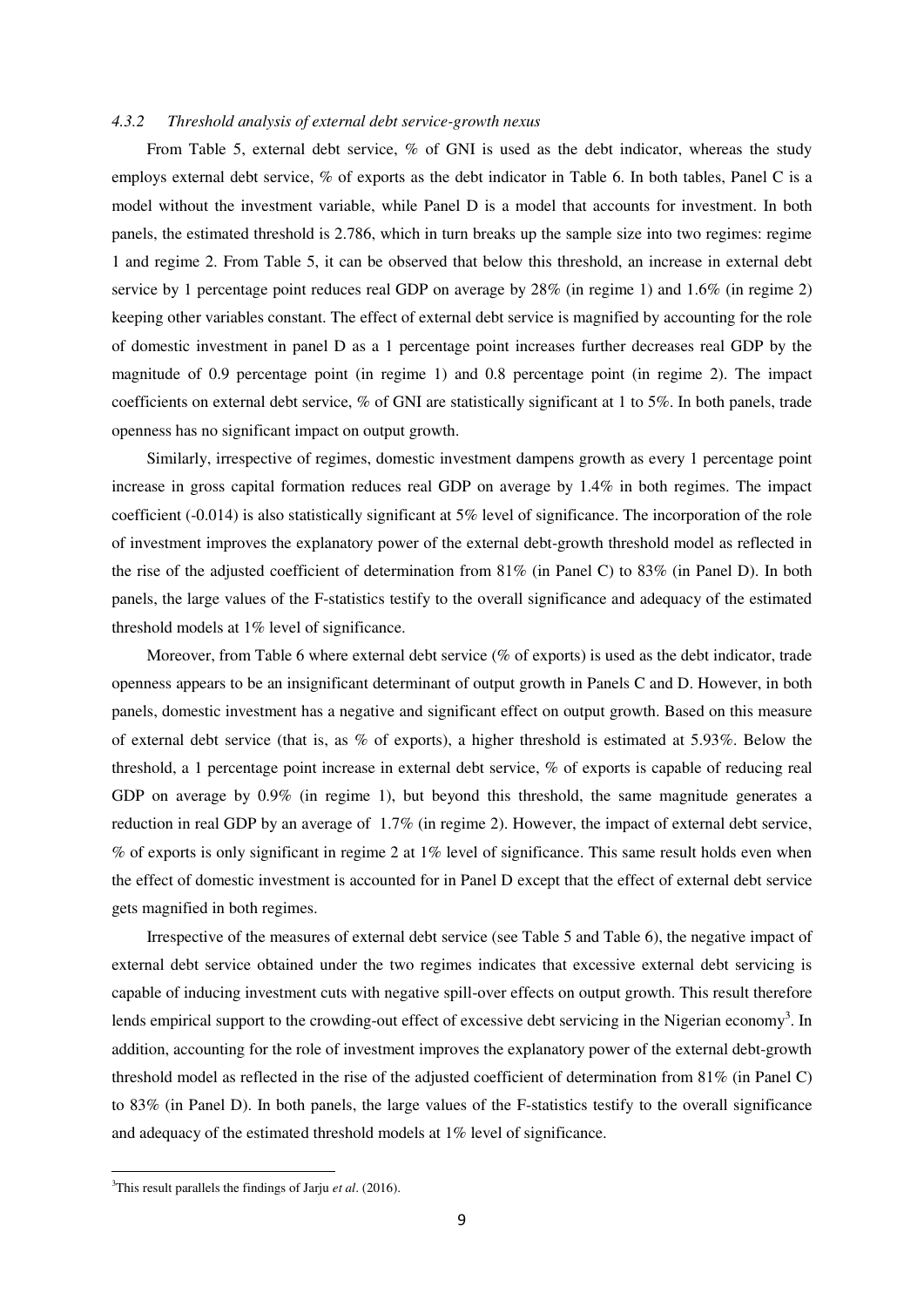#### *4.3.2 Threshold analysis of external debt service-growth nexus*

From Table 5, external debt service, % of GNI is used as the debt indicator, whereas the study employs external debt service, % of exports as the debt indicator in Table 6. In both tables, Panel C is a model without the investment variable, while Panel D is a model that accounts for investment. In both panels, the estimated threshold is 2.786, which in turn breaks up the sample size into two regimes: regime 1 and regime 2. From Table 5, it can be observed that below this threshold, an increase in external debt service by 1 percentage point reduces real GDP on average by 28% (in regime 1) and 1.6% (in regime 2) keeping other variables constant. The effect of external debt service is magnified by accounting for the role of domestic investment in panel D as a 1 percentage point increases further decreases real GDP by the magnitude of 0.9 percentage point (in regime 1) and 0.8 percentage point (in regime 2). The impact coefficients on external debt service, % of GNI are statistically significant at 1 to 5%. In both panels, trade openness has no significant impact on output growth.

Similarly, irrespective of regimes, domestic investment dampens growth as every 1 percentage point increase in gross capital formation reduces real GDP on average by 1.4% in both regimes. The impact coefficient (-0.014) is also statistically significant at 5% level of significance. The incorporation of the role of investment improves the explanatory power of the external debt-growth threshold model as reflected in the rise of the adjusted coefficient of determination from 81% (in Panel C) to 83% (in Panel D). In both panels, the large values of the F-statistics testify to the overall significance and adequacy of the estimated threshold models at 1% level of significance.

Moreover, from Table 6 where external debt service (% of exports) is used as the debt indicator, trade openness appears to be an insignificant determinant of output growth in Panels C and D. However, in both panels, domestic investment has a negative and significant effect on output growth. Based on this measure of external debt service (that is, as % of exports), a higher threshold is estimated at 5.93%. Below the threshold, a 1 percentage point increase in external debt service, % of exports is capable of reducing real GDP on average by 0.9% (in regime 1), but beyond this threshold, the same magnitude generates a reduction in real GDP by an average of 1.7% (in regime 2). However, the impact of external debt service, % of exports is only significant in regime 2 at 1% level of significance. This same result holds even when the effect of domestic investment is accounted for in Panel D except that the effect of external debt service gets magnified in both regimes.

Irrespective of the measures of external debt service (see Table 5 and Table 6), the negative impact of external debt service obtained under the two regimes indicates that excessive external debt servicing is capable of inducing investment cuts with negative spill-over effects on output growth. This result therefore lends empirical support to the crowding-out effect of excessive debt servicing in the Nigerian economy[3]. In addition, accounting for the role of investment improves the explanatory power of the external debt-growth threshold model as reflected in the rise of the adjusted coefficient of determination from 81% (in Panel C) to 83% (in Panel D). In both panels, the large values of the F-statistics testify to the overall significance and adequacy of the estimated threshold models at 1% level of significance.

---

[3] This result parallels the findings of Jarju *et al*. (2016).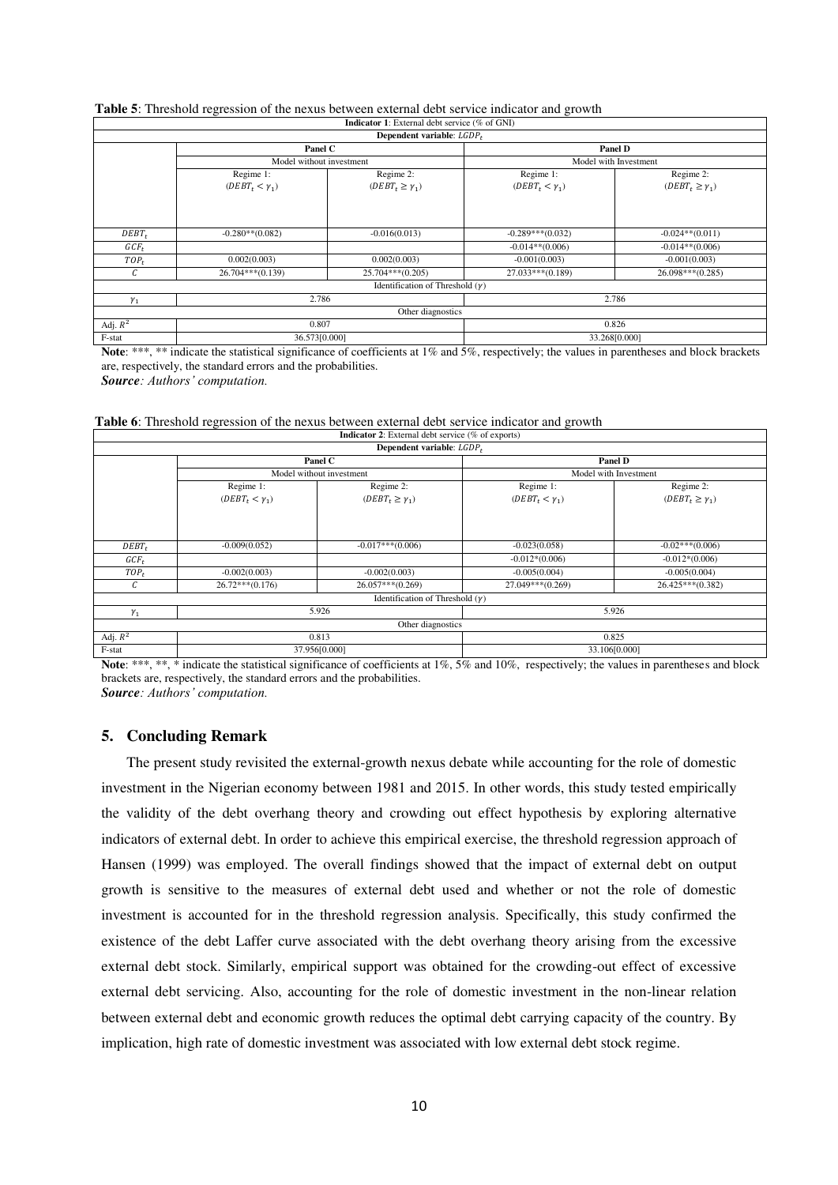**Table 5**: Threshold regression of the nexus between external debt service indicator and growth

| **Indicator 1**: External debt service (% of GNI) | | | | |
|---|---|---|---|---|
| **Dependent variable**: $LGDP_t$ | | | | |
| | **Panel C** | | **Panel D** | |
| | Model without investment | | Model with Investment | |
| | Regime 1: $(DEBT_t < \gamma_1)$ | Regime 2: $(DEBT_t \geq \gamma_1)$ | Regime 1: $(DEBT_t < \gamma_1)$ | Regime 2: $(DEBT_t \geq \gamma_1)$ |
| $DEBT_t$ | -0.280**(0.082) | -0.016(0.013) | -0.289***(0.032) | -0.024**(0.011) |
| $GCF_t$ | | | -0.014**(0.006) | -0.014**(0.006) |
| $TOP_t$ | 0.002(0.003) | 0.002(0.003) | -0.001(0.003) | -0.001(0.003) |
| $C$ | 26.704***(0.139) | 25.704***(0.205) | 27.033***(0.189) | 26.098***(0.285) |
| Identification of Threshold ($\gamma$) | | | | |
| $\gamma_1$ | 2.786 | | 2.786 | |
| Other diagnostics | | | | |
| Adj. $R^2$ | 0.807 | | 0.826 | |
| F-stat | 36.573[0.000] | | 33.268[0.000] | |

**Note**: ***, ** indicate the statistical significance of coefficients at 1% and 5%, respectively; the values in parentheses and block brackets are, respectively, the standard errors and the probabilities.
***Source****: Authors' computation.*

**Table 6**: Threshold regression of the nexus between external debt service indicator and growth

| **Indicator 2**: External debt service (% of exports) | | | | |
|---|---|---|---|---|
| **Dependent variable**: $LGDP_t$ | | | | |
| | **Panel C** | | **Panel D** | |
| | Model without investment | | Model with Investment | |
| | Regime 1: $(DEBT_t < \gamma_1)$ | Regime 2: $(DEBT_t \geq \gamma_1)$ | Regime 1: $(DEBT_t < \gamma_1)$ | Regime 2: $(DEBT_t \geq \gamma_1)$ |
| $DEBT_t$ | -0.009(0.052) | -0.017***(0.006) | -0.023(0.058) | -0.02***(0.006) |
| $GCF_t$ | | | -0.012*(0.006) | -0.012*(0.006) |
| $TOP_t$ | -0.002(0.003) | -0.002(0.003) | -0.005(0.004) | -0.005(0.004) |
| $C$ | 26.72***(0.176) | 26.057***(0.269) | 27.049***(0.269) | 26.425***(0.382) |
| Identification of Threshold ($\gamma$) | | | | |
| $\gamma_1$ | 5.926 | | 5.926 | |
| Other diagnostics | | | | |
| Adj. $R^2$ | 0.813 | | 0.825 | |
| F-stat | 37.956[0.000] | | 33.106[0.000] | |

**Note**: ***, **, * indicate the statistical significance of coefficients at 1%, 5% and 10%, respectively; the values in parentheses and block brackets are, respectively, the standard errors and the probabilities.
***Source****: Authors' computation.*

## 5. Concluding Remark

The present study revisited the external-growth nexus debate while accounting for the role of domestic investment in the Nigerian economy between 1981 and 2015. In other words, this study tested empirically the validity of the debt overhang theory and crowding out effect hypothesis by exploring alternative indicators of external debt. In order to achieve this empirical exercise, the threshold regression approach of Hansen (1999) was employed. The overall findings showed that the impact of external debt on output growth is sensitive to the measures of external debt used and whether or not the role of domestic investment is accounted for in the threshold regression analysis. Specifically, this study confirmed the existence of the debt Laffer curve associated with the debt overhang theory arising from the excessive external debt stock. Similarly, empirical support was obtained for the crowding-out effect of excessive external debt servicing. Also, accounting for the role of domestic investment in the non-linear relation between external debt and economic growth reduces the optimal debt carrying capacity of the country. By implication, high rate of domestic investment was associated with low external debt stock regime.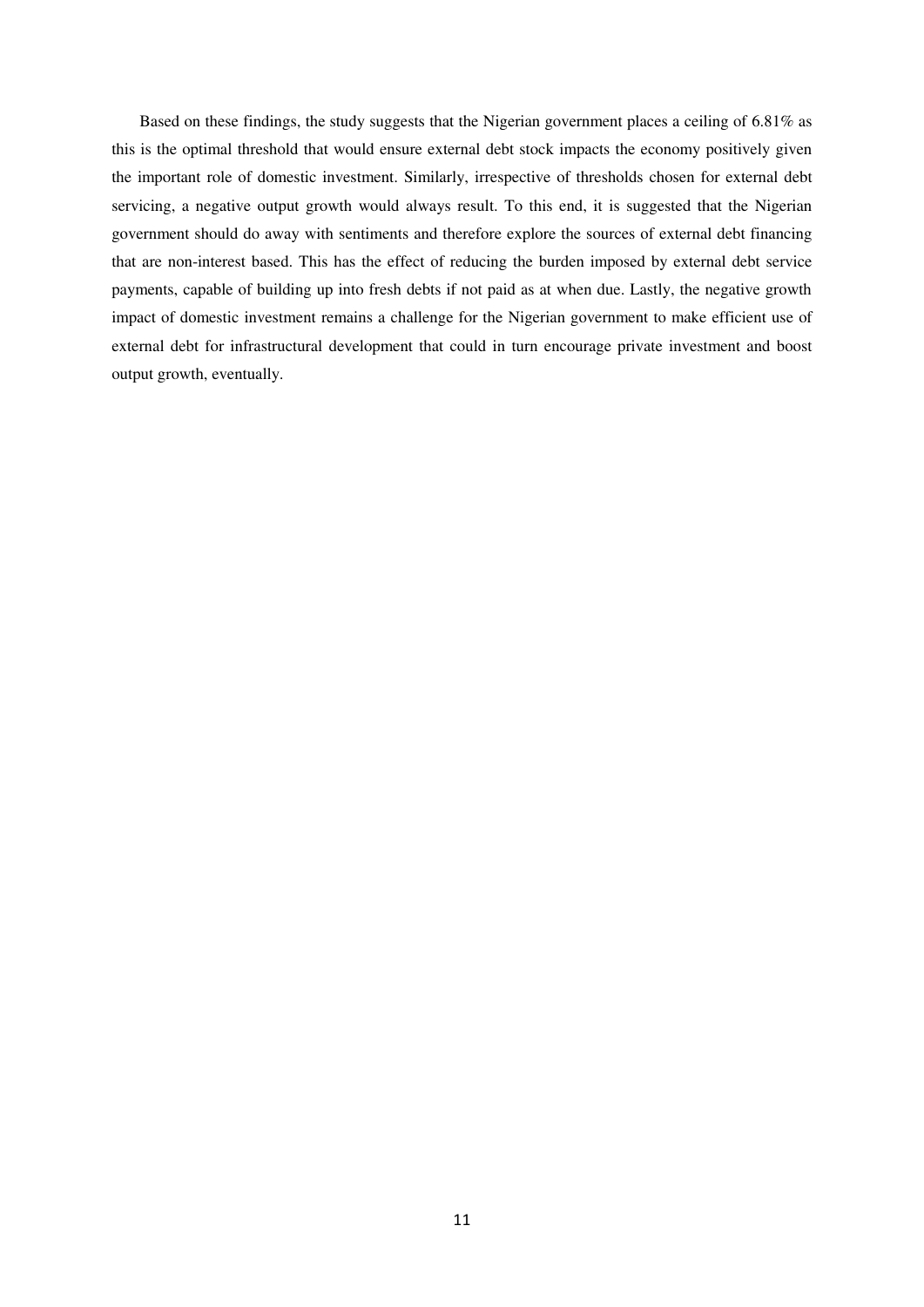Based on these findings, the study suggests that the Nigerian government places a ceiling of 6.81% as this is the optimal threshold that would ensure external debt stock impacts the economy positively given the important role of domestic investment. Similarly, irrespective of thresholds chosen for external debt servicing, a negative output growth would always result. To this end, it is suggested that the Nigerian government should do away with sentiments and therefore explore the sources of external debt financing that are non-interest based. This has the effect of reducing the burden imposed by external debt service payments, capable of building up into fresh debts if not paid as at when due. Lastly, the negative growth impact of domestic investment remains a challenge for the Nigerian government to make efficient use of external debt for infrastructural development that could in turn encourage private investment and boost output growth, eventually.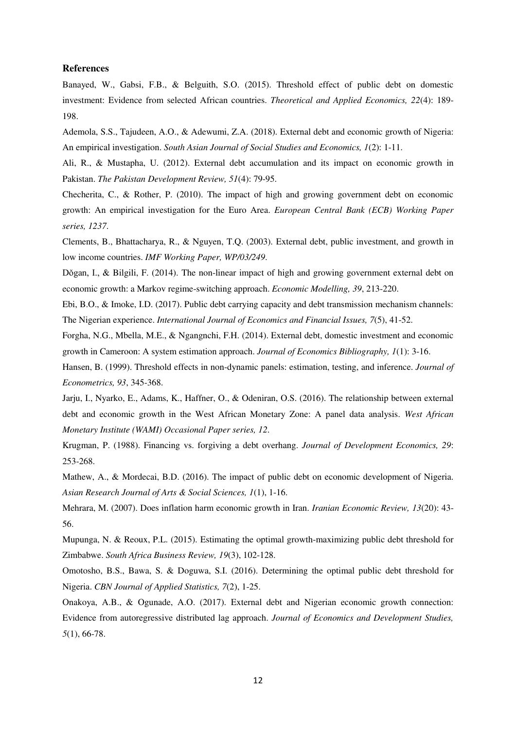**References**

Banayed, W., Gabsi, F.B., & Belguith, S.O. (2015). Threshold effect of public debt on domestic investment: Evidence from selected African countries. *Theoretical and Applied Economics, 22*(4): 189-198.

Ademola, S.S., Tajudeen, A.O., & Adewumi, Z.A. (2018). External debt and economic growth of Nigeria: An empirical investigation. *South Asian Journal of Social Studies and Economics, 1*(2): 1-11.

Ali, R., & Mustapha, U. (2012). External debt accumulation and its impact on economic growth in Pakistan. *The Pakistan Development Review, 51*(4): 79-95.

Checherita, C., & Rother, P. (2010). The impact of high and growing government debt on economic growth: An empirical investigation for the Euro Area. *European Central Bank (ECB) Working Paper series, 1237*.

Clements, B., Bhattacharya, R., & Nguyen, T.Q. (2003). External debt, public investment, and growth in low income countries. *IMF Working Paper, WP/03/249*.

Dǒgan, I., & Bilgili, F. (2014). The non-linear impact of high and growing government external debt on economic growth: a Markov regime-switching approach. *Economic Modelling, 39*, 213-220.

Ebi, B.O., & Imoke, I.D. (2017). Public debt carrying capacity and debt transmission mechanism channels: The Nigerian experience. *International Journal of Economics and Financial Issues, 7*(5), 41-52.

Forgha, N.G., Mbella, M.E., & Ngangnchi, F.H. (2014). External debt, domestic investment and economic growth in Cameroon: A system estimation approach. *Journal of Economics Bibliography, 1*(1): 3-16.

Hansen, B. (1999). Threshold effects in non-dynamic panels: estimation, testing, and inference. *Journal of Econometrics, 93*, 345-368.

Jarju, I., Nyarko, E., Adams, K., Haffner, O., & Odeniran, O.S. (2016). The relationship between external debt and economic growth in the West African Monetary Zone: A panel data analysis. *West African Monetary Institute (WAMI) Occasional Paper series, 12*.

Krugman, P. (1988). Financing vs. forgiving a debt overhang. *Journal of Development Economics, 29*: 253-268.

Mathew, A., & Mordecai, B.D. (2016). The impact of public debt on economic development of Nigeria. *Asian Research Journal of Arts & Social Sciences, 1*(1), 1-16.

Mehrara, M. (2007). Does inflation harm economic growth in Iran. *Iranian Economic Review, 13*(20): 43-56.

Mupunga, N. & Reoux, P.L. (2015). Estimating the optimal growth-maximizing public debt threshold for Zimbabwe. *South Africa Business Review, 19*(3), 102-128.

Omotosho, B.S., Bawa, S. & Doguwa, S.I. (2016). Determining the optimal public debt threshold for Nigeria. *CBN Journal of Applied Statistics, 7*(2), 1-25.

Onakoya, A.B., & Ogunade, A.O. (2017). External debt and Nigerian economic growth connection: Evidence from autoregressive distributed lag approach. *Journal of Economics and Development Studies, 5*(1), 66-78.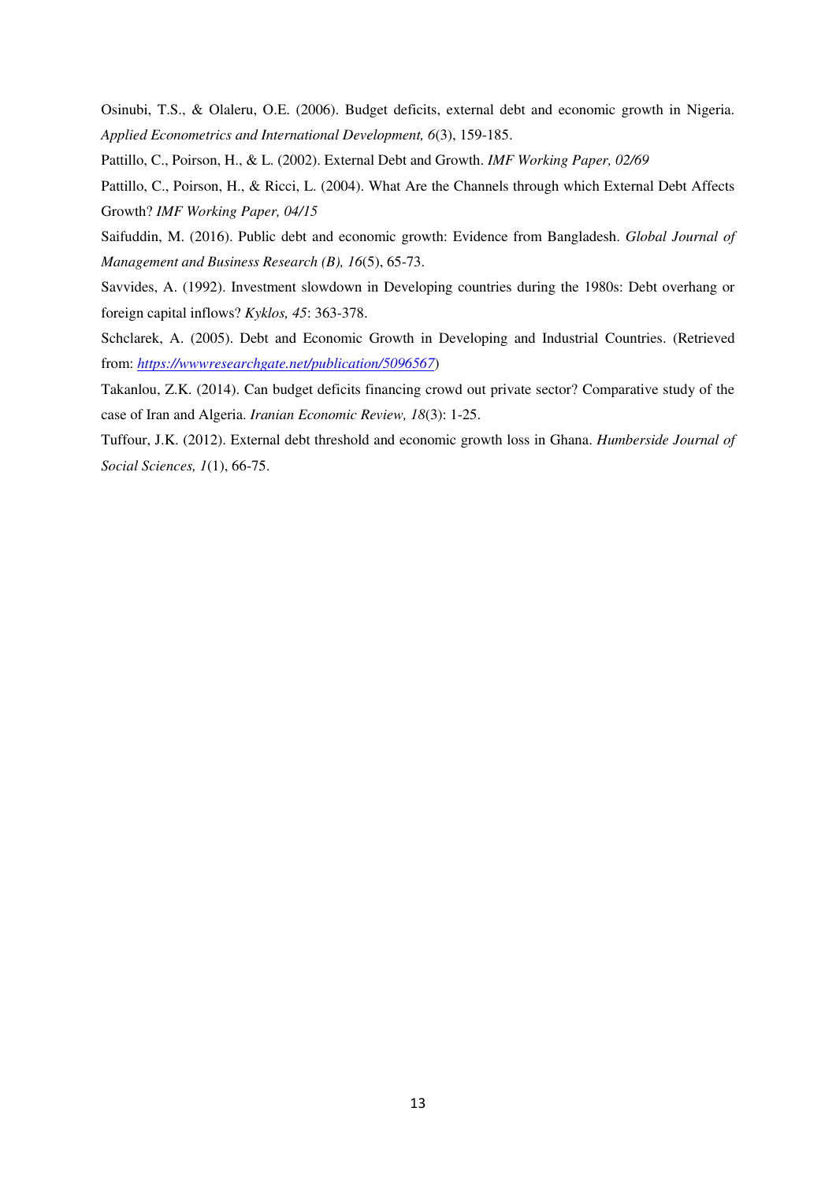Osinubi, T.S., & Olaleru, O.E. (2006). Budget deficits, external debt and economic growth in Nigeria. *Applied Econometrics and International Development, 6*(3), 159-185.

Pattillo, C., Poirson, H., & L. (2002). External Debt and Growth. *IMF Working Paper, 02/69*

Pattillo, C., Poirson, H., & Ricci, L. (2004). What Are the Channels through which External Debt Affects Growth? *IMF Working Paper, 04/15*

Saifuddin, M. (2016). Public debt and economic growth: Evidence from Bangladesh. *Global Journal of Management and Business Research (B), 16*(5), 65-73.

Savvides, A. (1992). Investment slowdown in Developing countries during the 1980s: Debt overhang or foreign capital inflows? *Kyklos, 45*: 363-378.

Schclarek, A. (2005). Debt and Economic Growth in Developing and Industrial Countries. (Retrieved from: https://wwwresearchgate.net/publication/5096567)

Takanlou, Z.K. (2014). Can budget deficits financing crowd out private sector? Comparative study of the case of Iran and Algeria. *Iranian Economic Review, 18*(3): 1-25.

Tuffour, J.K. (2012). External debt threshold and economic growth loss in Ghana. *Humberside Journal of Social Sciences, 1*(1), 66-75.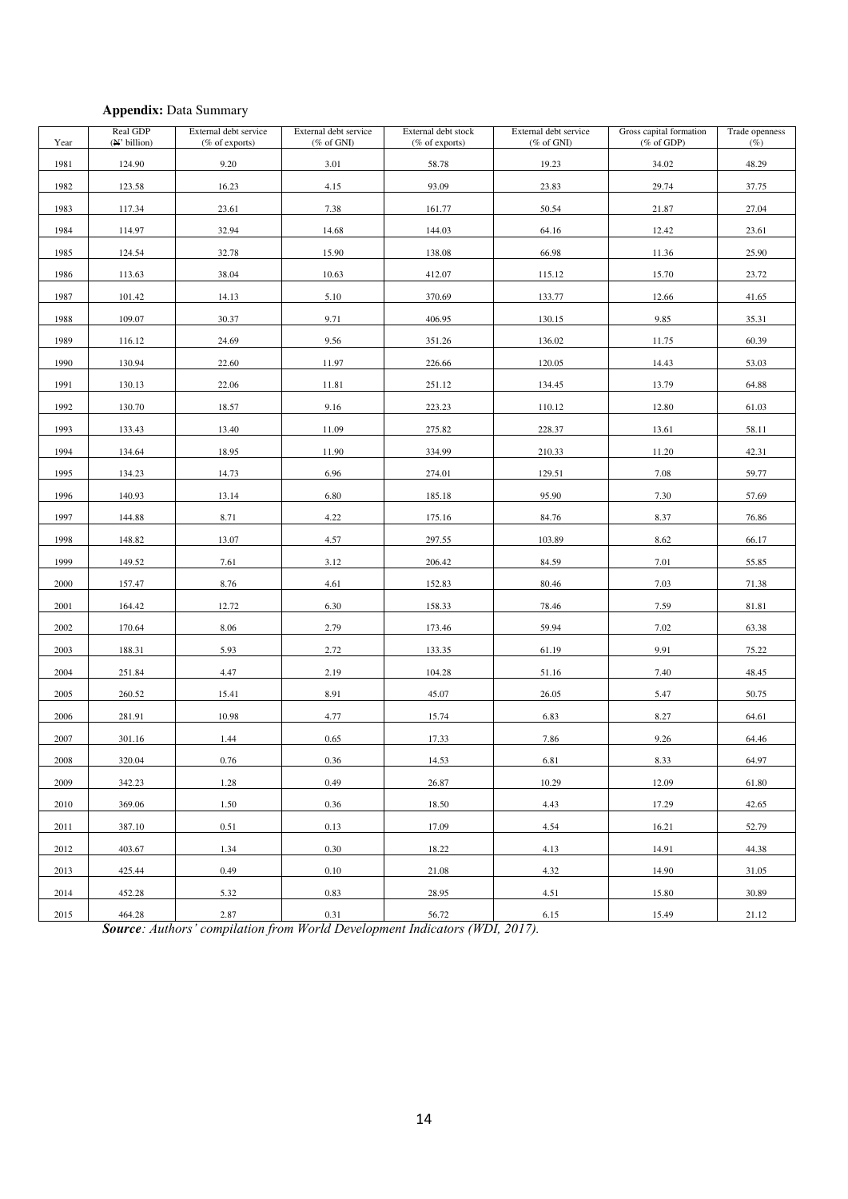**Appendix:** Data Summary

| Year | Real GDP (₦' billion) | External debt service (% of exports) | External debt service (% of GNI) | External debt stock (% of exports) | External debt service (% of GNI) | Gross capital formation (% of GDP) | Trade openness (%) |
|---|---|---|---|---|---|---|---|
| 1981 | 124.90 | 9.20 | 3.01 | 58.78 | 19.23 | 34.02 | 48.29 |
| 1982 | 123.58 | 16.23 | 4.15 | 93.09 | 23.83 | 29.74 | 37.75 |
| 1983 | 117.34 | 23.61 | 7.38 | 161.77 | 50.54 | 21.87 | 27.04 |
| 1984 | 114.97 | 32.94 | 14.68 | 144.03 | 64.16 | 12.42 | 23.61 |
| 1985 | 124.54 | 32.78 | 15.90 | 138.08 | 66.98 | 11.36 | 25.90 |
| 1986 | 113.63 | 38.04 | 10.63 | 412.07 | 115.12 | 15.70 | 23.72 |
| 1987 | 101.42 | 14.13 | 5.10 | 370.69 | 133.77 | 12.66 | 41.65 |
| 1988 | 109.07 | 30.37 | 9.71 | 406.95 | 130.15 | 9.85 | 35.31 |
| 1989 | 116.12 | 24.69 | 9.56 | 351.26 | 136.02 | 11.75 | 60.39 |
| 1990 | 130.94 | 22.60 | 11.97 | 226.66 | 120.05 | 14.43 | 53.03 |
| 1991 | 130.13 | 22.06 | 11.81 | 251.12 | 134.45 | 13.79 | 64.88 |
| 1992 | 130.70 | 18.57 | 9.16 | 223.23 | 110.12 | 12.80 | 61.03 |
| 1993 | 133.43 | 13.40 | 11.09 | 275.82 | 228.37 | 13.61 | 58.11 |
| 1994 | 134.64 | 18.95 | 11.90 | 334.99 | 210.33 | 11.20 | 42.31 |
| 1995 | 134.23 | 14.73 | 6.96 | 274.01 | 129.51 | 7.08 | 59.77 |
| 1996 | 140.93 | 13.14 | 6.80 | 185.18 | 95.90 | 7.30 | 57.69 |
| 1997 | 144.88 | 8.71 | 4.22 | 175.16 | 84.76 | 8.37 | 76.86 |
| 1998 | 148.82 | 13.07 | 4.57 | 297.55 | 103.89 | 8.62 | 66.17 |
| 1999 | 149.52 | 7.61 | 3.12 | 206.42 | 84.59 | 7.01 | 55.85 |
| 2000 | 157.47 | 8.76 | 4.61 | 152.83 | 80.46 | 7.03 | 71.38 |
| 2001 | 164.42 | 12.72 | 6.30 | 158.33 | 78.46 | 7.59 | 81.81 |
| 2002 | 170.64 | 8.06 | 2.79 | 173.46 | 59.94 | 7.02 | 63.38 |
| 2003 | 188.31 | 5.93 | 2.72 | 133.35 | 61.19 | 9.91 | 75.22 |
| 2004 | 251.84 | 4.47 | 2.19 | 104.28 | 51.16 | 7.40 | 48.45 |
| 2005 | 260.52 | 15.41 | 8.91 | 45.07 | 26.05 | 5.47 | 50.75 |
| 2006 | 281.91 | 10.98 | 4.77 | 15.74 | 6.83 | 8.27 | 64.61 |
| 2007 | 301.16 | 1.44 | 0.65 | 17.33 | 7.86 | 9.26 | 64.46 |
| 2008 | 320.04 | 0.76 | 0.36 | 14.53 | 6.81 | 8.33 | 64.97 |
| 2009 | 342.23 | 1.28 | 0.49 | 26.87 | 10.29 | 12.09 | 61.80 |
| 2010 | 369.06 | 1.50 | 0.36 | 18.50 | 4.43 | 17.29 | 42.65 |
| 2011 | 387.10 | 0.51 | 0.13 | 17.09 | 4.54 | 16.21 | 52.79 |
| 2012 | 403.67 | 1.34 | 0.30 | 18.22 | 4.13 | 14.91 | 44.38 |
| 2013 | 425.44 | 0.49 | 0.10 | 21.08 | 4.32 | 14.90 | 31.05 |
| 2014 | 452.28 | 5.32 | 0.83 | 28.95 | 4.51 | 15.80 | 30.89 |
| 2015 | 464.28 | 2.87 | 0.31 | 56.72 | 6.15 | 15.49 | 21.12 |

***Source****: Authors' compilation from World Development Indicators (WDI, 2017).*